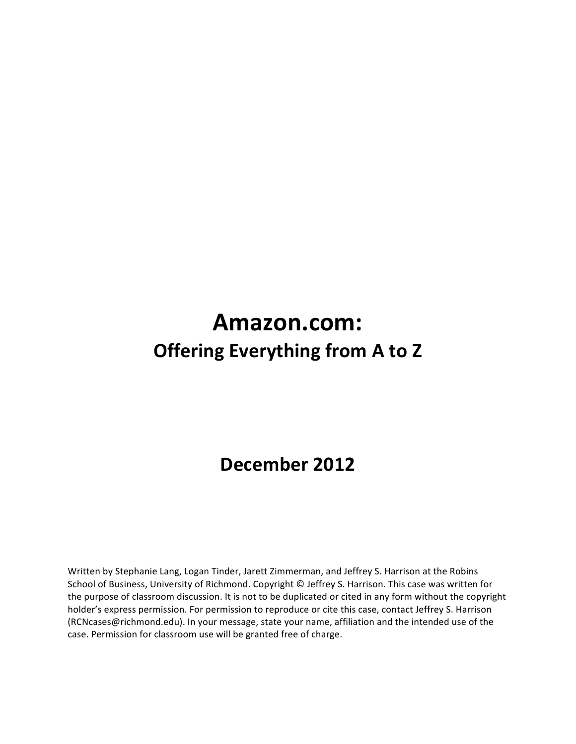# Amazon.com:

## Offering Everything from A to Z

## December 2012

Written by Stephanie Lang, Logan Tinder, Jarett Zimmerman, and Jeffrey S. Harrison at the Robins School of Business, University of Richmond. Copyright © Jeffrey S. Harrison. This case was written for the purpose of classroom discussion. It is not to be duplicated or cited in any form without the copyright holder's express permission. For permission to reproduce or cite this case, contact Jeffrey S. Harrison (RCNcases@richmond.edu). In your message, state your name, affiliation and the intended use of the case. Permission for classroom use will be granted free of charge.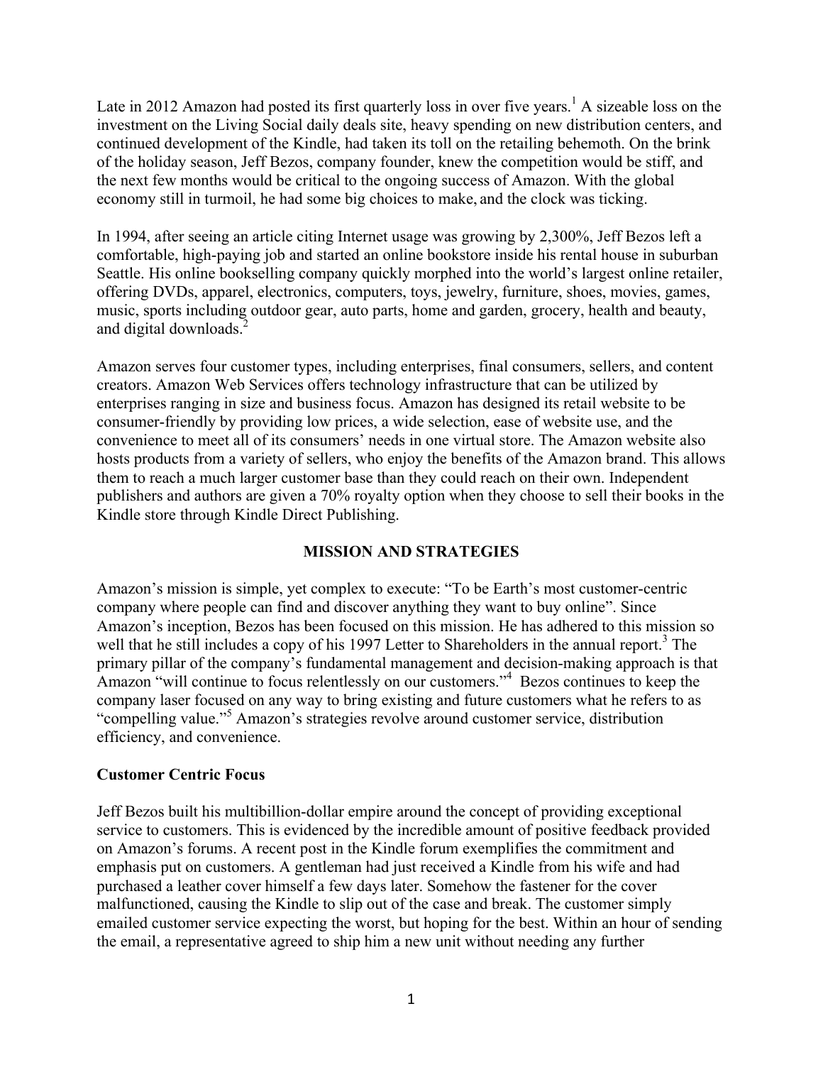Late in 2012 Amazon had posted its first quarterly loss in over five years.[1] A sizeable loss on the investment on the Living Social daily deals site, heavy spending on new distribution centers, and continued development of the Kindle, had taken its toll on the retailing behemoth. On the brink of the holiday season, Jeff Bezos, company founder, knew the competition would be stiff, and the next few months would be critical to the ongoing success of Amazon. With the global economy still in turmoil, he had some big choices to make, and the clock was ticking.

In 1994, after seeing an article citing Internet usage was growing by 2,300%, Jeff Bezos left a comfortable, high-paying job and started an online bookstore inside his rental house in suburban Seattle. His online bookselling company quickly morphed into the world's largest online retailer, offering DVDs, apparel, electronics, computers, toys, jewelry, furniture, shoes, movies, games, music, sports including outdoor gear, auto parts, home and garden, grocery, health and beauty, and digital downloads.[2]

Amazon serves four customer types, including enterprises, final consumers, sellers, and content creators. Amazon Web Services offers technology infrastructure that can be utilized by enterprises ranging in size and business focus. Amazon has designed its retail website to be consumer-friendly by providing low prices, a wide selection, ease of website use, and the convenience to meet all of its consumers' needs in one virtual store. The Amazon website also hosts products from a variety of sellers, who enjoy the benefits of the Amazon brand. This allows them to reach a much larger customer base than they could reach on their own. Independent publishers and authors are given a 70% royalty option when they choose to sell their books in the Kindle store through Kindle Direct Publishing.

## MISSION AND STRATEGIES

Amazon's mission is simple, yet complex to execute: "To be Earth's most customer-centric company where people can find and discover anything they want to buy online". Since Amazon's inception, Bezos has been focused on this mission. He has adhered to this mission so well that he still includes a copy of his 1997 Letter to Shareholders in the annual report.[3] The primary pillar of the company's fundamental management and decision-making approach is that Amazon "will continue to focus relentlessly on our customers."[4] Bezos continues to keep the company laser focused on any way to bring existing and future customers what he refers to as "compelling value."[5] Amazon's strategies revolve around customer service, distribution efficiency, and convenience.

### Customer Centric Focus

Jeff Bezos built his multibillion-dollar empire around the concept of providing exceptional service to customers. This is evidenced by the incredible amount of positive feedback provided on Amazon's forums. A recent post in the Kindle forum exemplifies the commitment and emphasis put on customers. A gentleman had just received a Kindle from his wife and had purchased a leather cover himself a few days later. Somehow the fastener for the cover malfunctioned, causing the Kindle to slip out of the case and break. The customer simply emailed customer service expecting the worst, but hoping for the best. Within an hour of sending the email, a representative agreed to ship him a new unit without needing any further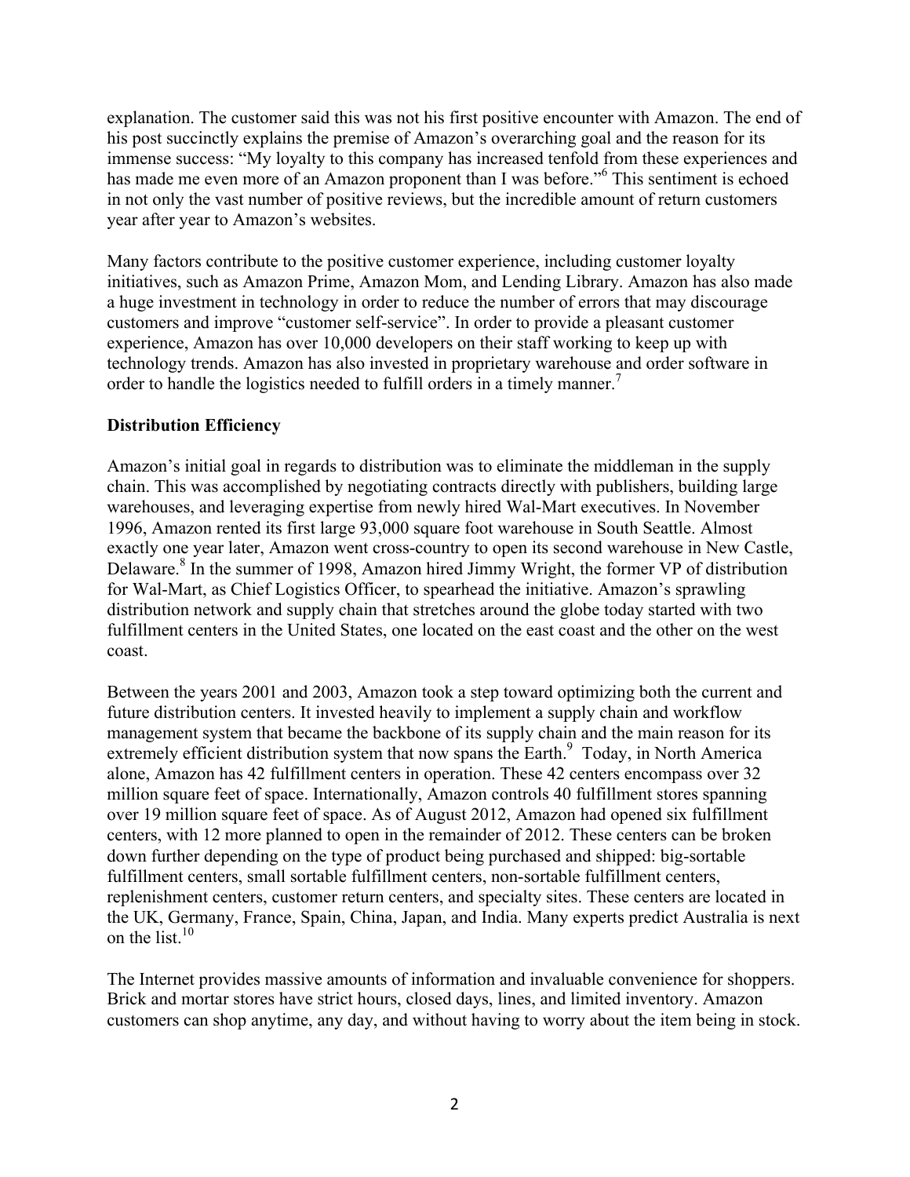explanation. The customer said this was not his first positive encounter with Amazon. The end of his post succinctly explains the premise of Amazon's overarching goal and the reason for its immense success: "My loyalty to this company has increased tenfold from these experiences and has made me even more of an Amazon proponent than I was before."[6] This sentiment is echoed in not only the vast number of positive reviews, but the incredible amount of return customers year after year to Amazon's websites.

Many factors contribute to the positive customer experience, including customer loyalty initiatives, such as Amazon Prime, Amazon Mom, and Lending Library. Amazon has also made a huge investment in technology in order to reduce the number of errors that may discourage customers and improve "customer self-service". In order to provide a pleasant customer experience, Amazon has over 10,000 developers on their staff working to keep up with technology trends. Amazon has also invested in proprietary warehouse and order software in order to handle the logistics needed to fulfill orders in a timely manner.[7]

**Distribution Efficiency**

Amazon's initial goal in regards to distribution was to eliminate the middleman in the supply chain. This was accomplished by negotiating contracts directly with publishers, building large warehouses, and leveraging expertise from newly hired Wal-Mart executives. In November 1996, Amazon rented its first large 93,000 square foot warehouse in South Seattle. Almost exactly one year later, Amazon went cross-country to open its second warehouse in New Castle, Delaware.[8] In the summer of 1998, Amazon hired Jimmy Wright, the former VP of distribution for Wal-Mart, as Chief Logistics Officer, to spearhead the initiative. Amazon's sprawling distribution network and supply chain that stretches around the globe today started with two fulfillment centers in the United States, one located on the east coast and the other on the west coast.

Between the years 2001 and 2003, Amazon took a step toward optimizing both the current and future distribution centers. It invested heavily to implement a supply chain and workflow management system that became the backbone of its supply chain and the main reason for its extremely efficient distribution system that now spans the Earth.[9] Today, in North America alone, Amazon has 42 fulfillment centers in operation. These 42 centers encompass over 32 million square feet of space. Internationally, Amazon controls 40 fulfillment stores spanning over 19 million square feet of space. As of August 2012, Amazon had opened six fulfillment centers, with 12 more planned to open in the remainder of 2012. These centers can be broken down further depending on the type of product being purchased and shipped: big-sortable fulfillment centers, small sortable fulfillment centers, non-sortable fulfillment centers, replenishment centers, customer return centers, and specialty sites. These centers are located in the UK, Germany, France, Spain, China, Japan, and India. Many experts predict Australia is next on the list.[10]

The Internet provides massive amounts of information and invaluable convenience for shoppers. Brick and mortar stores have strict hours, closed days, lines, and limited inventory. Amazon customers can shop anytime, any day, and without having to worry about the item being in stock.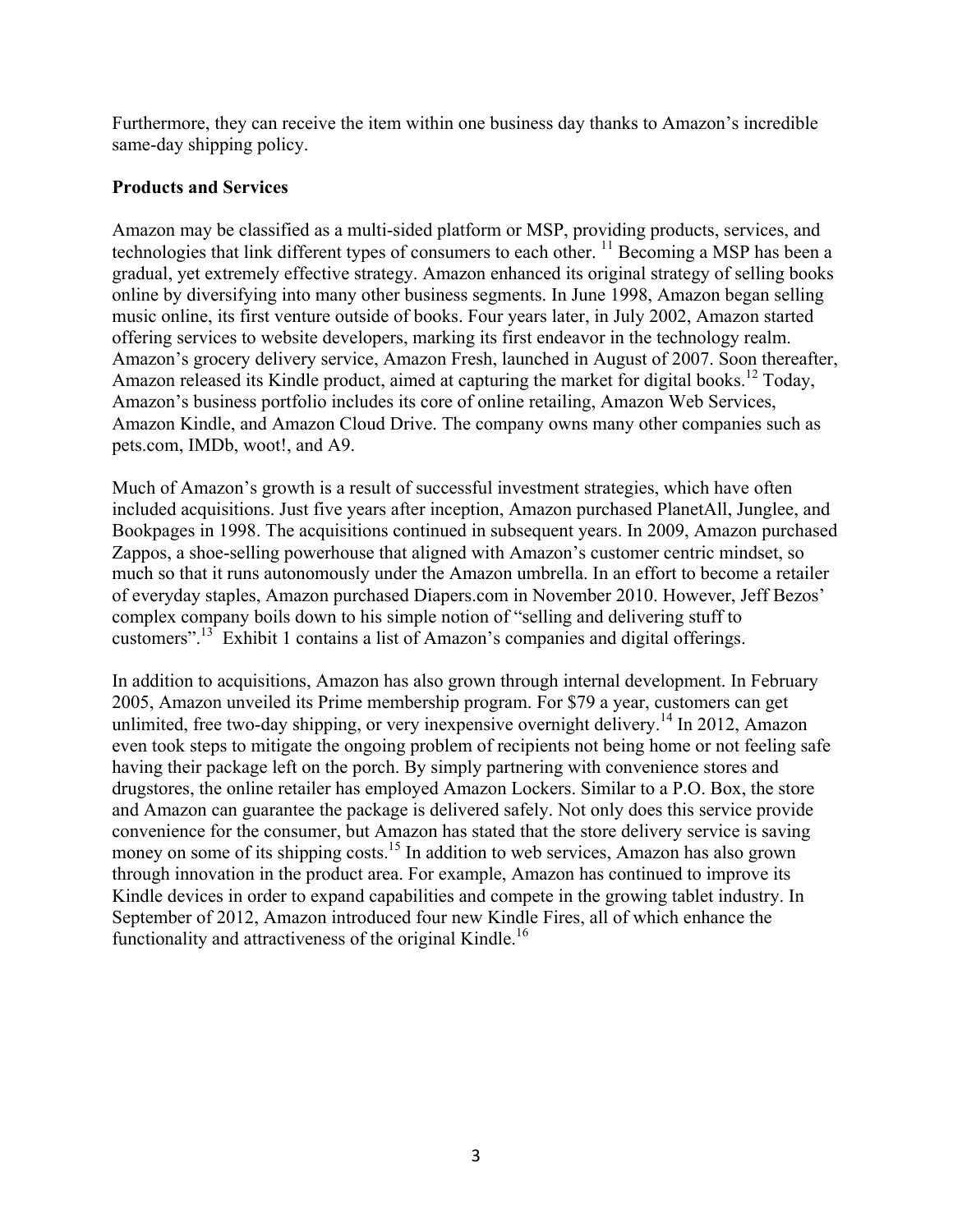Furthermore, they can receive the item within one business day thanks to Amazon's incredible same-day shipping policy.

## Products and Services

Amazon may be classified as a multi-sided platform or MSP, providing products, services, and technologies that link different types of consumers to each other. [11] Becoming a MSP has been a gradual, yet extremely effective strategy. Amazon enhanced its original strategy of selling books online by diversifying into many other business segments. In June 1998, Amazon began selling music online, its first venture outside of books. Four years later, in July 2002, Amazon started offering services to website developers, marking its first endeavor in the technology realm. Amazon's grocery delivery service, Amazon Fresh, launched in August of 2007. Soon thereafter, Amazon released its Kindle product, aimed at capturing the market for digital books.[12] Today, Amazon's business portfolio includes its core of online retailing, Amazon Web Services, Amazon Kindle, and Amazon Cloud Drive. The company owns many other companies such as pets.com, IMDb, woot!, and A9.

Much of Amazon's growth is a result of successful investment strategies, which have often included acquisitions. Just five years after inception, Amazon purchased PlanetAll, Junglee, and Bookpages in 1998. The acquisitions continued in subsequent years. In 2009, Amazon purchased Zappos, a shoe-selling powerhouse that aligned with Amazon's customer centric mindset, so much so that it runs autonomously under the Amazon umbrella. In an effort to become a retailer of everyday staples, Amazon purchased Diapers.com in November 2010. However, Jeff Bezos' complex company boils down to his simple notion of "selling and delivering stuff to customers".[13] Exhibit 1 contains a list of Amazon's companies and digital offerings.

In addition to acquisitions, Amazon has also grown through internal development. In February 2005, Amazon unveiled its Prime membership program. For $79 a year, customers can get unlimited, free two-day shipping, or very inexpensive overnight delivery.[14] In 2012, Amazon even took steps to mitigate the ongoing problem of recipients not being home or not feeling safe having their package left on the porch. By simply partnering with convenience stores and drugstores, the online retailer has employed Amazon Lockers. Similar to a P.O. Box, the store and Amazon can guarantee the package is delivered safely. Not only does this service provide convenience for the consumer, but Amazon has stated that the store delivery service is saving money on some of its shipping costs.[15] In addition to web services, Amazon has also grown through innovation in the product area. For example, Amazon has continued to improve its Kindle devices in order to expand capabilities and compete in the growing tablet industry. In September of 2012, Amazon introduced four new Kindle Fires, all of which enhance the functionality and attractiveness of the original Kindle.[16]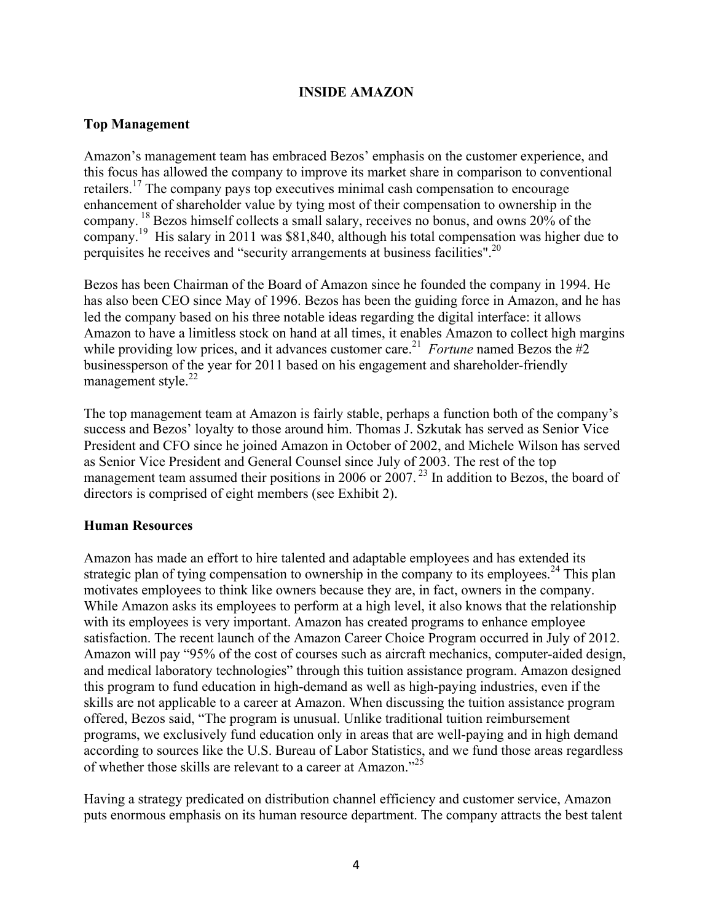## INSIDE AMAZON

### Top Management

Amazon's management team has embraced Bezos' emphasis on the customer experience, and this focus has allowed the company to improve its market share in comparison to conventional retailers.[17] The company pays top executives minimal cash compensation to encourage enhancement of shareholder value by tying most of their compensation to ownership in the company.[18] Bezos himself collects a small salary, receives no bonus, and owns 20% of the company.[19] His salary in 2011 was $81,840, although his total compensation was higher due to perquisites he receives and "security arrangements at business facilities".[20]

Bezos has been Chairman of the Board of Amazon since he founded the company in 1994. He has also been CEO since May of 1996. Bezos has been the guiding force in Amazon, and he has led the company based on his three notable ideas regarding the digital interface: it allows Amazon to have a limitless stock on hand at all times, it enables Amazon to collect high margins while providing low prices, and it advances customer care.[21] *Fortune* named Bezos the #2 businessperson of the year for 2011 based on his engagement and shareholder-friendly management style.[22]

The top management team at Amazon is fairly stable, perhaps a function both of the company's success and Bezos' loyalty to those around him. Thomas J. Szkutak has served as Senior Vice President and CFO since he joined Amazon in October of 2002, and Michele Wilson has served as Senior Vice President and General Counsel since July of 2003. The rest of the top management team assumed their positions in 2006 or 2007.[23] In addition to Bezos, the board of directors is comprised of eight members (see Exhibit 2).

### Human Resources

Amazon has made an effort to hire talented and adaptable employees and has extended its strategic plan of tying compensation to ownership in the company to its employees.[24] This plan motivates employees to think like owners because they are, in fact, owners in the company. While Amazon asks its employees to perform at a high level, it also knows that the relationship with its employees is very important. Amazon has created programs to enhance employee satisfaction. The recent launch of the Amazon Career Choice Program occurred in July of 2012. Amazon will pay "95% of the cost of courses such as aircraft mechanics, computer-aided design, and medical laboratory technologies" through this tuition assistance program. Amazon designed this program to fund education in high-demand as well as high-paying industries, even if the skills are not applicable to a career at Amazon. When discussing the tuition assistance program offered, Bezos said, "The program is unusual. Unlike traditional tuition reimbursement programs, we exclusively fund education only in areas that are well-paying and in high demand according to sources like the U.S. Bureau of Labor Statistics, and we fund those areas regardless of whether those skills are relevant to a career at Amazon."[25]

Having a strategy predicated on distribution channel efficiency and customer service, Amazon puts enormous emphasis on its human resource department. The company attracts the best talent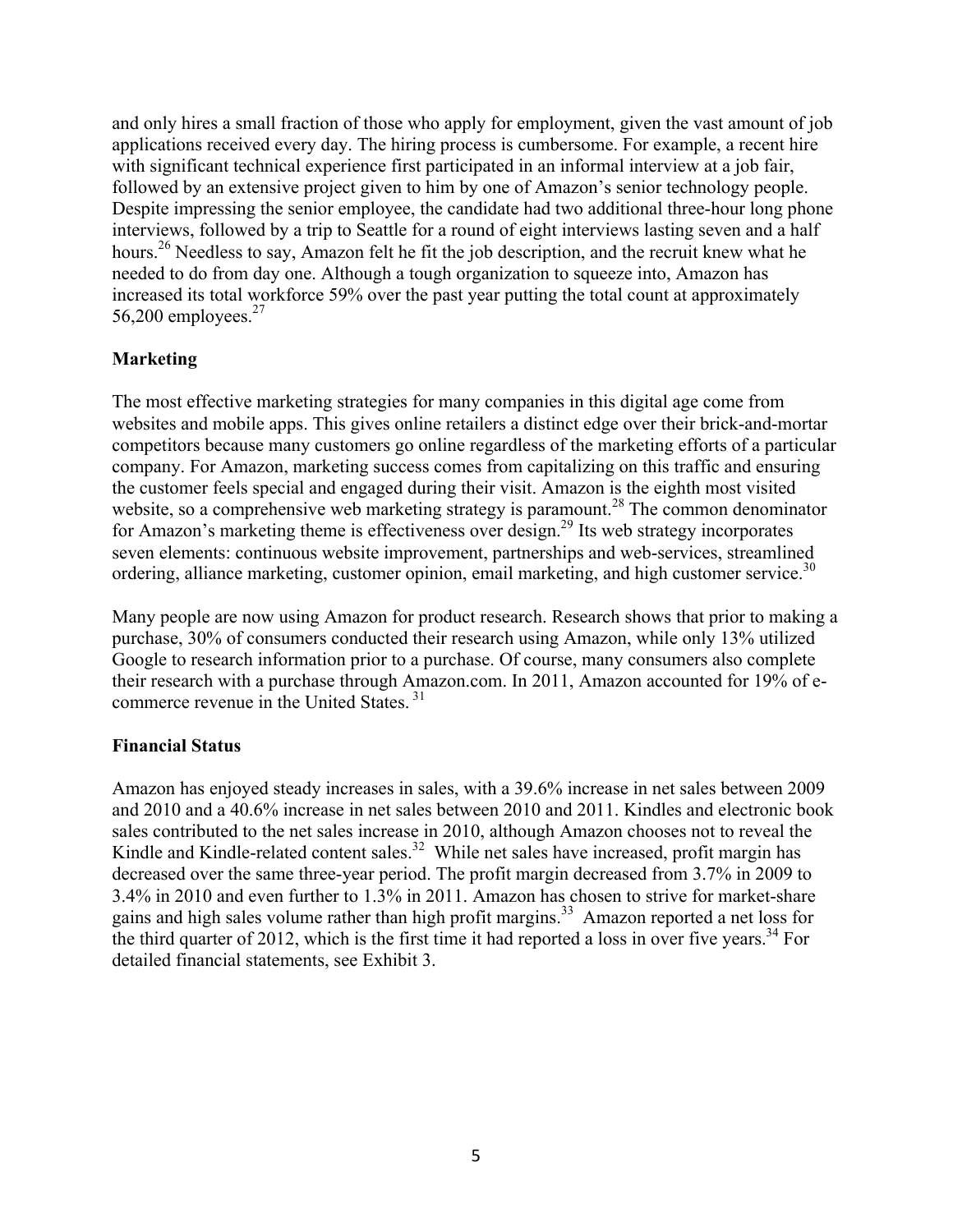and only hires a small fraction of those who apply for employment, given the vast amount of job applications received every day. The hiring process is cumbersome. For example, a recent hire with significant technical experience first participated in an informal interview at a job fair, followed by an extensive project given to him by one of Amazon's senior technology people. Despite impressing the senior employee, the candidate had two additional three-hour long phone interviews, followed by a trip to Seattle for a round of eight interviews lasting seven and a half hours.[26] Needless to say, Amazon felt he fit the job description, and the recruit knew what he needed to do from day one. Although a tough organization to squeeze into, Amazon has increased its total workforce 59% over the past year putting the total count at approximately 56,200 employees.[27]

**Marketing**

The most effective marketing strategies for many companies in this digital age come from websites and mobile apps. This gives online retailers a distinct edge over their brick-and-mortar competitors because many customers go online regardless of the marketing efforts of a particular company. For Amazon, marketing success comes from capitalizing on this traffic and ensuring the customer feels special and engaged during their visit. Amazon is the eighth most visited website, so a comprehensive web marketing strategy is paramount.[28] The common denominator for Amazon's marketing theme is effectiveness over design.[29] Its web strategy incorporates seven elements: continuous website improvement, partnerships and web-services, streamlined ordering, alliance marketing, customer opinion, email marketing, and high customer service.[30]

Many people are now using Amazon for product research. Research shows that prior to making a purchase, 30% of consumers conducted their research using Amazon, while only 13% utilized Google to research information prior to a purchase. Of course, many consumers also complete their research with a purchase through Amazon.com. In 2011, Amazon accounted for 19% of e-commerce revenue in the United States.[31]

**Financial Status**

Amazon has enjoyed steady increases in sales, with a 39.6% increase in net sales between 2009 and 2010 and a 40.6% increase in net sales between 2010 and 2011. Kindles and electronic book sales contributed to the net sales increase in 2010, although Amazon chooses not to reveal the Kindle and Kindle-related content sales.[32] While net sales have increased, profit margin has decreased over the same three-year period. The profit margin decreased from 3.7% in 2009 to 3.4% in 2010 and even further to 1.3% in 2011. Amazon has chosen to strive for market-share gains and high sales volume rather than high profit margins.[33] Amazon reported a net loss for the third quarter of 2012, which is the first time it had reported a loss in over five years.[34] For detailed financial statements, see Exhibit 3.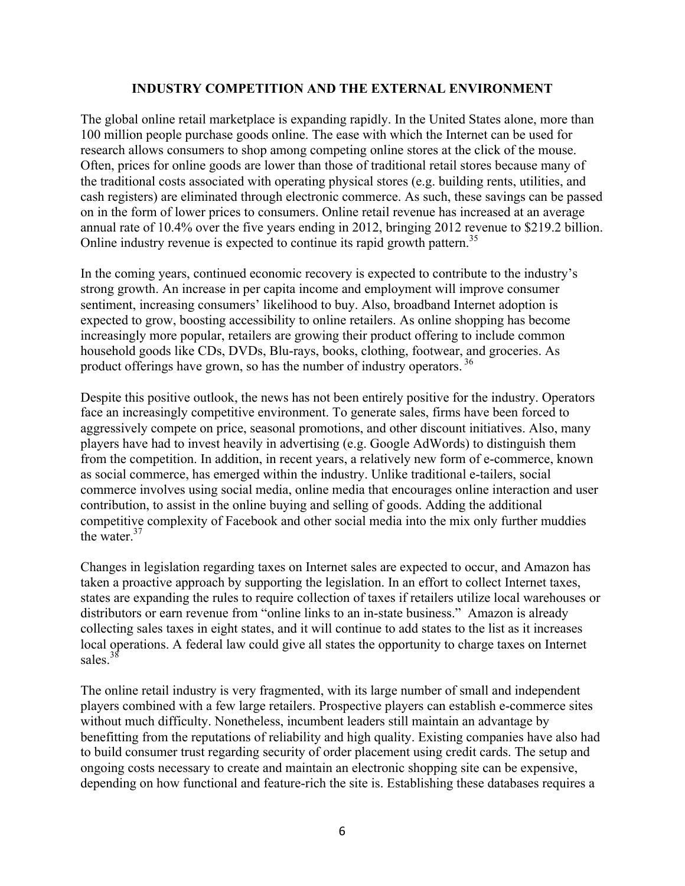## INDUSTRY COMPETITION AND THE EXTERNAL ENVIRONMENT

The global online retail marketplace is expanding rapidly. In the United States alone, more than 100 million people purchase goods online. The ease with which the Internet can be used for research allows consumers to shop among competing online stores at the click of the mouse. Often, prices for online goods are lower than those of traditional retail stores because many of the traditional costs associated with operating physical stores (e.g. building rents, utilities, and cash registers) are eliminated through electronic commerce. As such, these savings can be passed on in the form of lower prices to consumers. Online retail revenue has increased at an average annual rate of 10.4% over the five years ending in 2012, bringing 2012 revenue to $219.2 billion. Online industry revenue is expected to continue its rapid growth pattern.[35]

In the coming years, continued economic recovery is expected to contribute to the industry's strong growth. An increase in per capita income and employment will improve consumer sentiment, increasing consumers' likelihood to buy. Also, broadband Internet adoption is expected to grow, boosting accessibility to online retailers. As online shopping has become increasingly more popular, retailers are growing their product offering to include common household goods like CDs, DVDs, Blu-rays, books, clothing, footwear, and groceries. As product offerings have grown, so has the number of industry operators.[36]

Despite this positive outlook, the news has not been entirely positive for the industry. Operators face an increasingly competitive environment. To generate sales, firms have been forced to aggressively compete on price, seasonal promotions, and other discount initiatives. Also, many players have had to invest heavily in advertising (e.g. Google AdWords) to distinguish them from the competition. In addition, in recent years, a relatively new form of e-commerce, known as social commerce, has emerged within the industry. Unlike traditional e-tailers, social commerce involves using social media, online media that encourages online interaction and user contribution, to assist in the online buying and selling of goods. Adding the additional competitive complexity of Facebook and other social media into the mix only further muddies the water.[37]

Changes in legislation regarding taxes on Internet sales are expected to occur, and Amazon has taken a proactive approach by supporting the legislation. In an effort to collect Internet taxes, states are expanding the rules to require collection of taxes if retailers utilize local warehouses or distributors or earn revenue from "online links to an in-state business." Amazon is already collecting sales taxes in eight states, and it will continue to add states to the list as it increases local operations. A federal law could give all states the opportunity to charge taxes on Internet sales.[38]

The online retail industry is very fragmented, with its large number of small and independent players combined with a few large retailers. Prospective players can establish e-commerce sites without much difficulty. Nonetheless, incumbent leaders still maintain an advantage by benefitting from the reputations of reliability and high quality. Existing companies have also had to build consumer trust regarding security of order placement using credit cards. The setup and ongoing costs necessary to create and maintain an electronic shopping site can be expensive, depending on how functional and feature-rich the site is. Establishing these databases requires a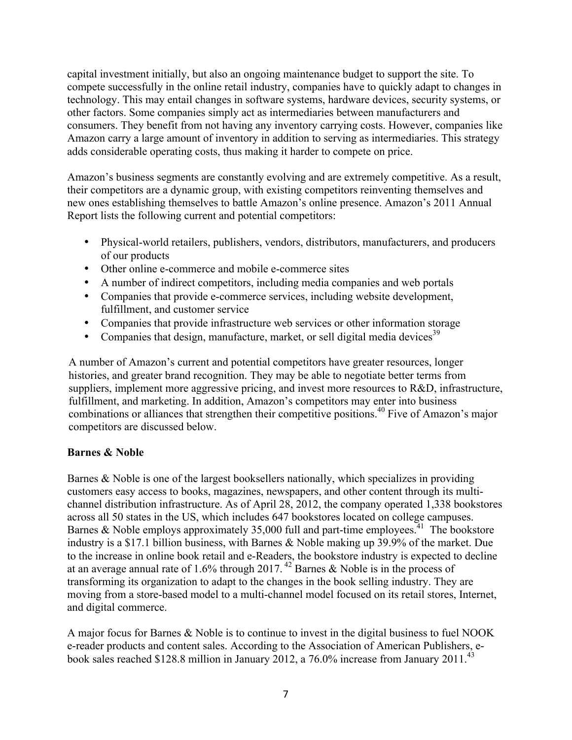capital investment initially, but also an ongoing maintenance budget to support the site. To compete successfully in the online retail industry, companies have to quickly adapt to changes in technology. This may entail changes in software systems, hardware devices, security systems, or other factors. Some companies simply act as intermediaries between manufacturers and consumers. They benefit from not having any inventory carrying costs. However, companies like Amazon carry a large amount of inventory in addition to serving as intermediaries. This strategy adds considerable operating costs, thus making it harder to compete on price.

Amazon's business segments are constantly evolving and are extremely competitive. As a result, their competitors are a dynamic group, with existing competitors reinventing themselves and new ones establishing themselves to battle Amazon's online presence. Amazon's 2011 Annual Report lists the following current and potential competitors:

- Physical-world retailers, publishers, vendors, distributors, manufacturers, and producers of our products
- Other online e-commerce and mobile e-commerce sites
- A number of indirect competitors, including media companies and web portals
- Companies that provide e-commerce services, including website development, fulfillment, and customer service
- Companies that provide infrastructure web services or other information storage
- Companies that design, manufacture, market, or sell digital media devices[39]

A number of Amazon's current and potential competitors have greater resources, longer histories, and greater brand recognition. They may be able to negotiate better terms from suppliers, implement more aggressive pricing, and invest more resources to R&D, infrastructure, fulfillment, and marketing. In addition, Amazon's competitors may enter into business combinations or alliances that strengthen their competitive positions.[40] Five of Amazon's major competitors are discussed below.

**Barnes & Noble**

Barnes & Noble is one of the largest booksellers nationally, which specializes in providing customers easy access to books, magazines, newspapers, and other content through its multi-channel distribution infrastructure. As of April 28, 2012, the company operated 1,338 bookstores across all 50 states in the US, which includes 647 bookstores located on college campuses. Barnes & Noble employs approximately 35,000 full and part-time employees.[41] The bookstore industry is a $17.1 billion business, with Barnes & Noble making up 39.9% of the market. Due to the increase in online book retail and e-Readers, the bookstore industry is expected to decline at an average annual rate of 1.6% through 2017.[42] Barnes & Noble is in the process of transforming its organization to adapt to the changes in the book selling industry. They are moving from a store-based model to a multi-channel model focused on its retail stores, Internet, and digital commerce.

A major focus for Barnes & Noble is to continue to invest in the digital business to fuel NOOK e-reader products and content sales. According to the Association of American Publishers, e-book sales reached $128.8 million in January 2012, a 76.0% increase from January 2011.[43]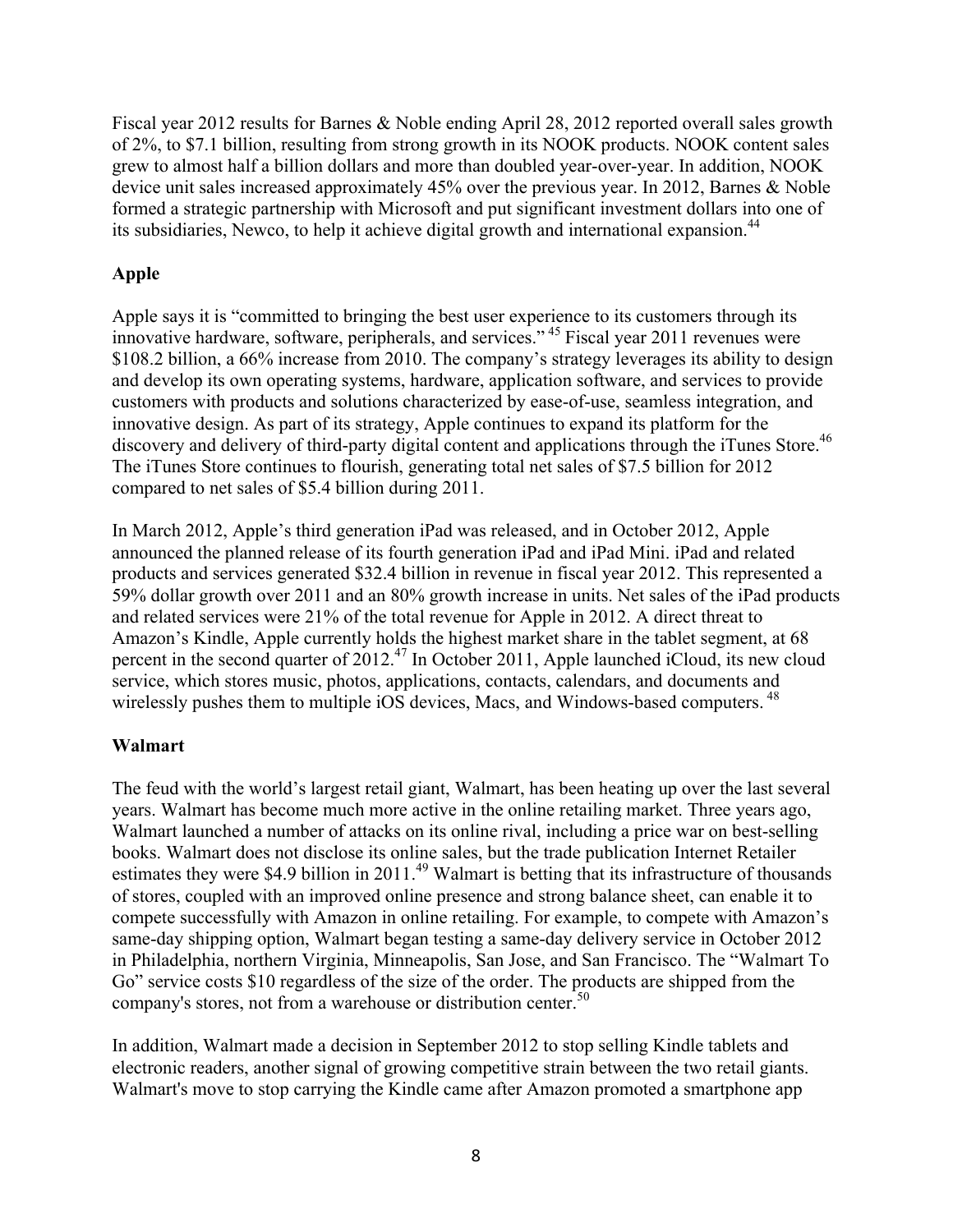Fiscal year 2012 results for Barnes & Noble ending April 28, 2012 reported overall sales growth of 2%, to $7.1 billion, resulting from strong growth in its NOOK products. NOOK content sales grew to almost half a billion dollars and more than doubled year-over-year. In addition, NOOK device unit sales increased approximately 45% over the previous year. In 2012, Barnes & Noble formed a strategic partnership with Microsoft and put significant investment dollars into one of its subsidiaries, Newco, to help it achieve digital growth and international expansion.[44]

**Apple**

Apple says it is "committed to bringing the best user experience to its customers through its innovative hardware, software, peripherals, and services." [45] Fiscal year 2011 revenues were $108.2 billion, a 66% increase from 2010. The company's strategy leverages its ability to design and develop its own operating systems, hardware, application software, and services to provide customers with products and solutions characterized by ease-of-use, seamless integration, and innovative design. As part of its strategy, Apple continues to expand its platform for the discovery and delivery of third-party digital content and applications through the iTunes Store.[46] The iTunes Store continues to flourish, generating total net sales of $7.5 billion for 2012 compared to net sales of $5.4 billion during 2011.

In March 2012, Apple's third generation iPad was released, and in October 2012, Apple announced the planned release of its fourth generation iPad and iPad Mini. iPad and related products and services generated $32.4 billion in revenue in fiscal year 2012. This represented a 59% dollar growth over 2011 and an 80% growth increase in units. Net sales of the iPad products and related services were 21% of the total revenue for Apple in 2012. A direct threat to Amazon's Kindle, Apple currently holds the highest market share in the tablet segment, at 68 percent in the second quarter of 2012.[47] In October 2011, Apple launched iCloud, its new cloud service, which stores music, photos, applications, contacts, calendars, and documents and wirelessly pushes them to multiple iOS devices, Macs, and Windows-based computers. [48]

**Walmart**

The feud with the world's largest retail giant, Walmart, has been heating up over the last several years. Walmart has become much more active in the online retailing market. Three years ago, Walmart launched a number of attacks on its online rival, including a price war on best-selling books. Walmart does not disclose its online sales, but the trade publication Internet Retailer estimates they were $4.9 billion in 2011.[49] Walmart is betting that its infrastructure of thousands of stores, coupled with an improved online presence and strong balance sheet, can enable it to compete successfully with Amazon in online retailing. For example, to compete with Amazon's same-day shipping option, Walmart began testing a same-day delivery service in October 2012 in Philadelphia, northern Virginia, Minneapolis, San Jose, and San Francisco. The "Walmart To Go" service costs $10 regardless of the size of the order. The products are shipped from the company's stores, not from a warehouse or distribution center.[50]

In addition, Walmart made a decision in September 2012 to stop selling Kindle tablets and electronic readers, another signal of growing competitive strain between the two retail giants. Walmart's move to stop carrying the Kindle came after Amazon promoted a smartphone app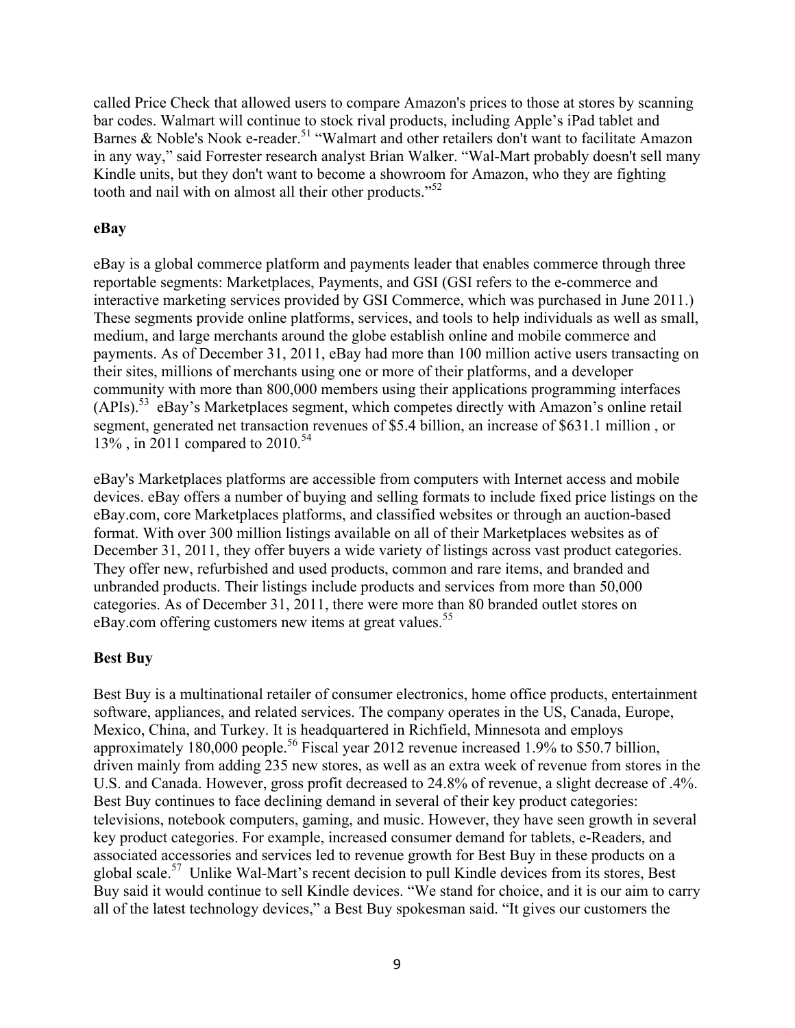called Price Check that allowed users to compare Amazon's prices to those at stores by scanning bar codes. Walmart will continue to stock rival products, including Apple's iPad tablet and Barnes & Noble's Nook e-reader.[51] "Walmart and other retailers don't want to facilitate Amazon in any way," said Forrester research analyst Brian Walker. "Wal-Mart probably doesn't sell many Kindle units, but they don't want to become a showroom for Amazon, who they are fighting tooth and nail with on almost all their other products."[52]

**eBay**

eBay is a global commerce platform and payments leader that enables commerce through three reportable segments: Marketplaces, Payments, and GSI (GSI refers to the e-commerce and interactive marketing services provided by GSI Commerce, which was purchased in June 2011.) These segments provide online platforms, services, and tools to help individuals as well as small, medium, and large merchants around the globe establish online and mobile commerce and payments. As of December 31, 2011, eBay had more than 100 million active users transacting on their sites, millions of merchants using one or more of their platforms, and a developer community with more than 800,000 members using their applications programming interfaces (APIs).[53] eBay's Marketplaces segment, which competes directly with Amazon's online retail segment, generated net transaction revenues of $5.4 billion, an increase of $631.1 million , or 13% , in 2011 compared to 2010.[54]

eBay's Marketplaces platforms are accessible from computers with Internet access and mobile devices. eBay offers a number of buying and selling formats to include fixed price listings on the eBay.com, core Marketplaces platforms, and classified websites or through an auction-based format. With over 300 million listings available on all of their Marketplaces websites as of December 31, 2011, they offer buyers a wide variety of listings across vast product categories. They offer new, refurbished and used products, common and rare items, and branded and unbranded products. Their listings include products and services from more than 50,000 categories. As of December 31, 2011, there were more than 80 branded outlet stores on eBay.com offering customers new items at great values.[55]

**Best Buy**

Best Buy is a multinational retailer of consumer electronics, home office products, entertainment software, appliances, and related services. The company operates in the US, Canada, Europe, Mexico, China, and Turkey. It is headquartered in Richfield, Minnesota and employs approximately 180,000 people.[56] Fiscal year 2012 revenue increased 1.9% to $50.7 billion, driven mainly from adding 235 new stores, as well as an extra week of revenue from stores in the U.S. and Canada. However, gross profit decreased to 24.8% of revenue, a slight decrease of .4%. Best Buy continues to face declining demand in several of their key product categories: televisions, notebook computers, gaming, and music. However, they have seen growth in several key product categories. For example, increased consumer demand for tablets, e-Readers, and associated accessories and services led to revenue growth for Best Buy in these products on a global scale.[57] Unlike Wal-Mart's recent decision to pull Kindle devices from its stores, Best Buy said it would continue to sell Kindle devices. "We stand for choice, and it is our aim to carry all of the latest technology devices," a Best Buy spokesman said. "It gives our customers the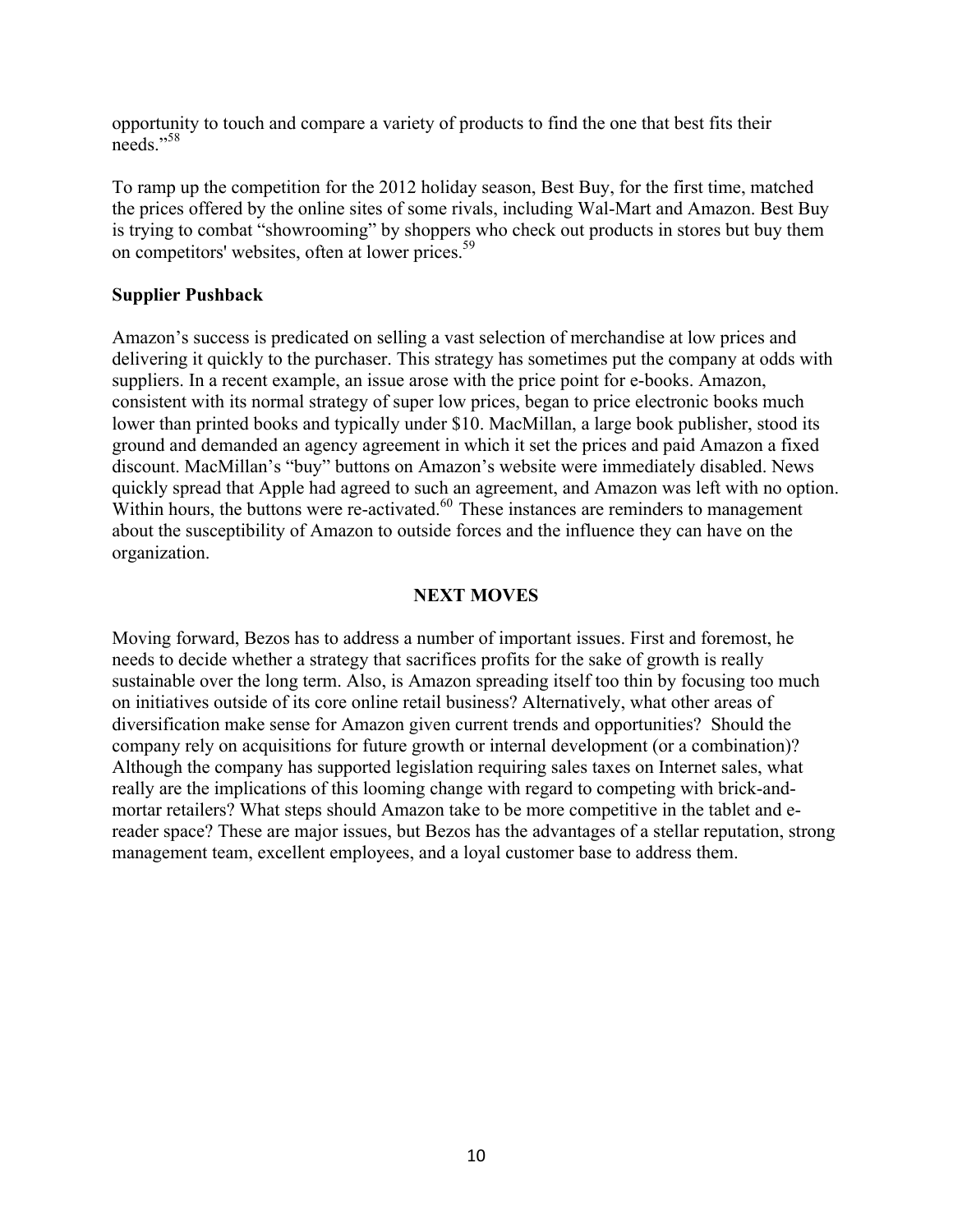opportunity to touch and compare a variety of products to find the one that best fits their needs."[58]

To ramp up the competition for the 2012 holiday season, Best Buy, for the first time, matched the prices offered by the online sites of some rivals, including Wal-Mart and Amazon. Best Buy is trying to combat "showrooming" by shoppers who check out products in stores but buy them on competitors' websites, often at lower prices.[59]

**Supplier Pushback**

Amazon's success is predicated on selling a vast selection of merchandise at low prices and delivering it quickly to the purchaser. This strategy has sometimes put the company at odds with suppliers. In a recent example, an issue arose with the price point for e-books. Amazon, consistent with its normal strategy of super low prices, began to price electronic books much lower than printed books and typically under $10. MacMillan, a large book publisher, stood its ground and demanded an agency agreement in which it set the prices and paid Amazon a fixed discount. MacMillan's "buy" buttons on Amazon's website were immediately disabled. News quickly spread that Apple had agreed to such an agreement, and Amazon was left with no option. Within hours, the buttons were re-activated.[60] These instances are reminders to management about the susceptibility of Amazon to outside forces and the influence they can have on the organization.

## NEXT MOVES

Moving forward, Bezos has to address a number of important issues. First and foremost, he needs to decide whether a strategy that sacrifices profits for the sake of growth is really sustainable over the long term. Also, is Amazon spreading itself too thin by focusing too much on initiatives outside of its core online retail business? Alternatively, what other areas of diversification make sense for Amazon given current trends and opportunities? Should the company rely on acquisitions for future growth or internal development (or a combination)? Although the company has supported legislation requiring sales taxes on Internet sales, what really are the implications of this looming change with regard to competing with brick-and-mortar retailers? What steps should Amazon take to be more competitive in the tablet and e-reader space? These are major issues, but Bezos has the advantages of a stellar reputation, strong management team, excellent employees, and a loyal customer base to address them.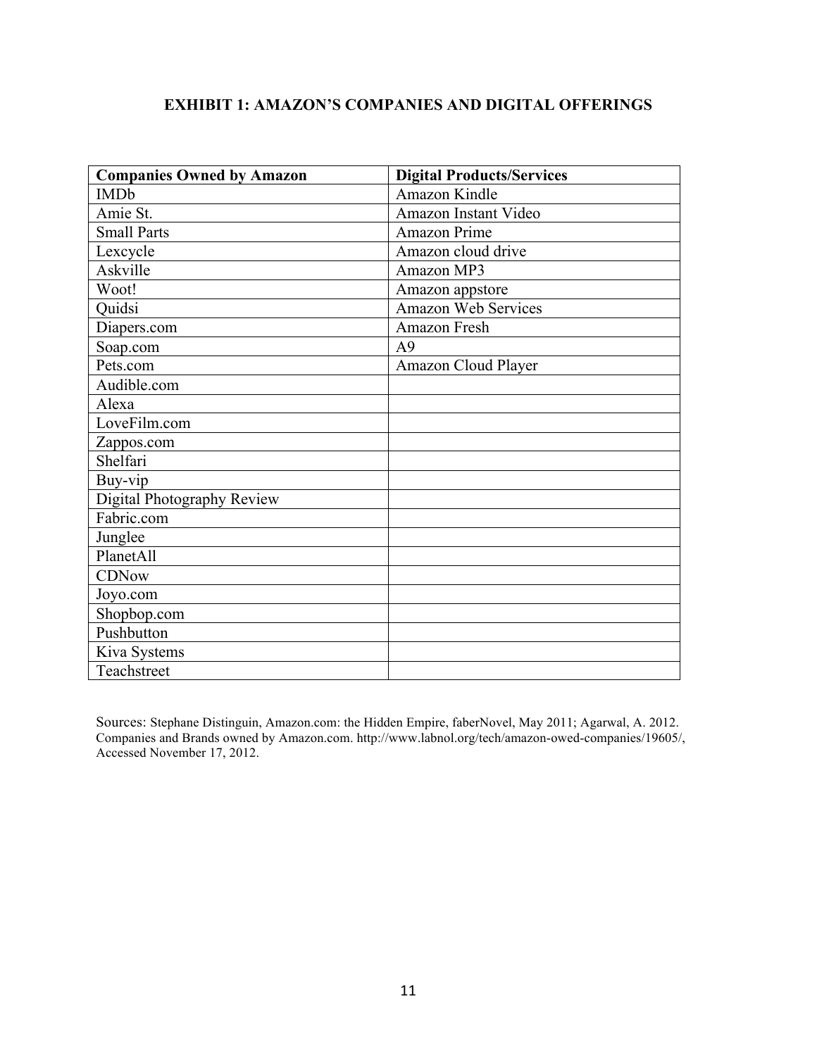**EXHIBIT 1: AMAZON'S COMPANIES AND DIGITAL OFFERINGS**

| Companies Owned by Amazon | Digital Products/Services |
|---|---|
| IMDb | Amazon Kindle |
| Amie St. | Amazon Instant Video |
| Small Parts | Amazon Prime |
| Lexcycle | Amazon cloud drive |
| Askville | Amazon MP3 |
| Woot! | Amazon appstore |
| Quidsi | Amazon Web Services |
| Diapers.com | Amazon Fresh |
| Soap.com | A9 |
| Pets.com | Amazon Cloud Player |
| Audible.com | |
| Alexa | |
| LoveFilm.com | |
| Zappos.com | |
| Shelfari | |
| Buy-vip | |
| Digital Photography Review | |
| Fabric.com | |
| Junglee | |
| PlanetAll | |
| CDNow | |
| Joyo.com | |
| Shopbop.com | |
| Pushbutton | |
| Kiva Systems | |
| Teachstreet | |

Sources: Stephane Distinguin, Amazon.com: the Hidden Empire, faberNovel, May 2011; Agarwal, A. 2012. Companies and Brands owned by Amazon.com. http://www.labnol.org/tech/amazon-owed-companies/19605/, Accessed November 17, 2012.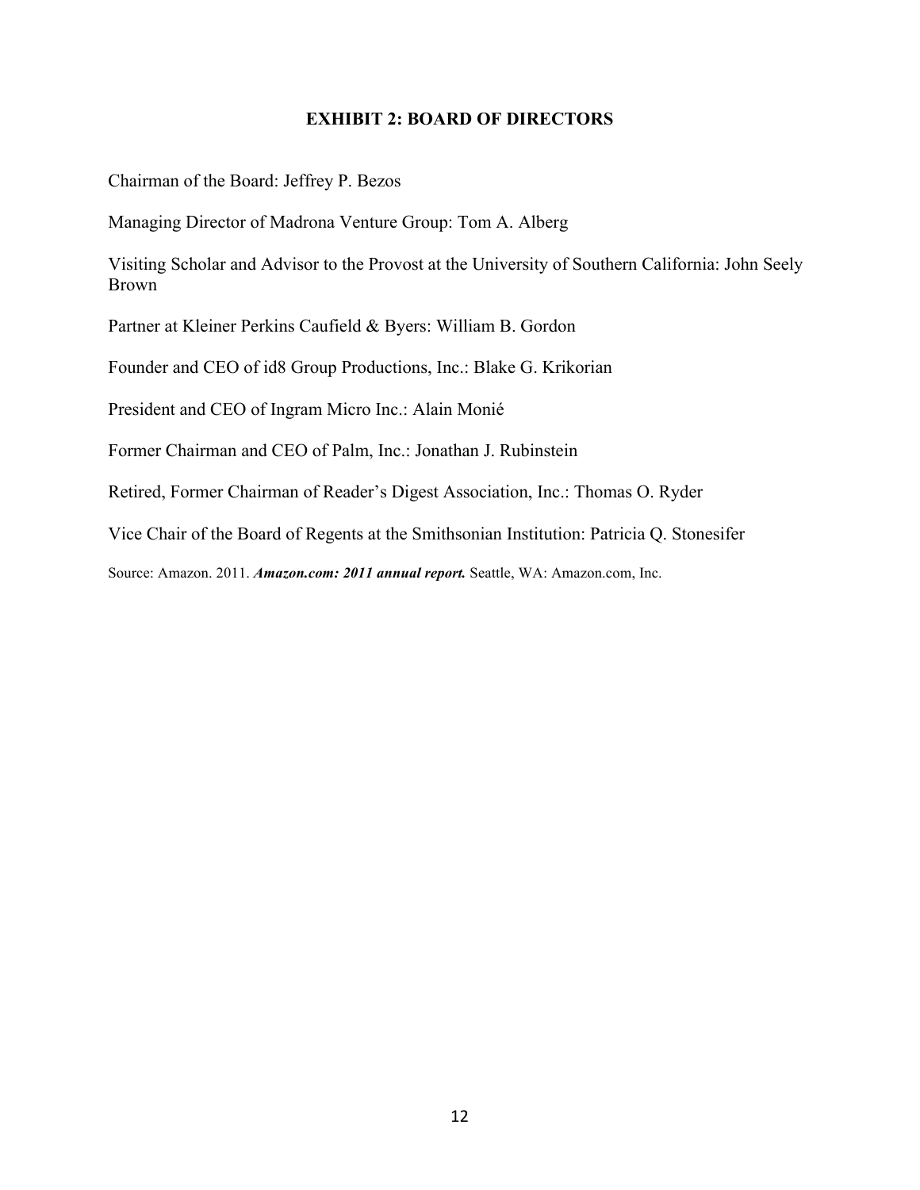## EXHIBIT 2: BOARD OF DIRECTORS

Chairman of the Board: Jeffrey P. Bezos

Managing Director of Madrona Venture Group: Tom A. Alberg

Visiting Scholar and Advisor to the Provost at the University of Southern California: John Seely Brown

Partner at Kleiner Perkins Caufield & Byers: William B. Gordon

Founder and CEO of id8 Group Productions, Inc.: Blake G. Krikorian

President and CEO of Ingram Micro Inc.: Alain Monié

Former Chairman and CEO of Palm, Inc.: Jonathan J. Rubinstein

Retired, Former Chairman of Reader's Digest Association, Inc.: Thomas O. Ryder

Vice Chair of the Board of Regents at the Smithsonian Institution: Patricia Q. Stonesifer

Source: Amazon. 2011. ***Amazon.com: 2011 annual report.*** Seattle, WA: Amazon.com, Inc.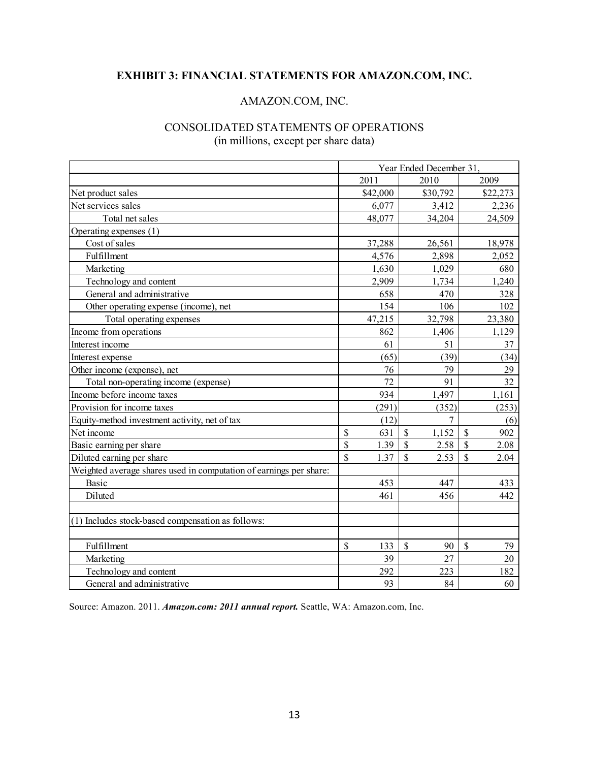## EXHIBIT 3: FINANCIAL STATEMENTS FOR AMAZON.COM, INC.

AMAZON.COM, INC.

CONSOLIDATED STATEMENTS OF OPERATIONS
(in millions, except per share data)

| | Year Ended December 31, | | |
|---|---|---|---|
| | 2011 | 2010 | 2009 |
| Net product sales | $42,000 | $30,792 | $22,273 |
| Net services sales | 6,077 | 3,412 | 2,236 |
| Total net sales | 48,077 | 34,204 | 24,509 |
| Operating expenses (1) | | | |
| Cost of sales | 37,288 | 26,561 | 18,978 |
| Fulfillment | 4,576 | 2,898 | 2,052 |
| Marketing | 1,630 | 1,029 | 680 |
| Technology and content | 2,909 | 1,734 | 1,240 |
| General and administrative | 658 | 470 | 328 |
| Other operating expense (income), net | 154 | 106 | 102 |
| Total operating expenses | 47,215 | 32,798 | 23,380 |
| Income from operations | 862 | 1,406 | 1,129 |
| Interest income | 61 | 51 | 37 |
| Interest expense | (65) | (39) | (34) |
| Other income (expense), net | 76 | 79 | 29 |
| Total non-operating income (expense) | 72 | 91 | 32 |
| Income before income taxes | 934 | 1,497 | 1,161 |
| Provision for income taxes | (291) | (352) | (253) |
| Equity-method investment activity, net of tax | (12) | 7 | (6) |
| Net income | $ 631 | $ 1,152 | $ 902 |
| Basic earning per share | $ 1.39 | $ 2.58 | $ 2.08 |
| Diluted earning per share | $ 1.37 | $ 2.53 | $ 2.04 |
| Weighted average shares used in computation of earnings per share: | | | |
| Basic | 453 | 447 | 433 |
| Diluted | 461 | 456 | 442 |
| | | | |
| (1) Includes stock-based compensation as follows: | | | |
| | | | |
| Fulfillment | $ 133 | $ 90 | $ 79 |
| Marketing | 39 | 27 | 20 |
| Technology and content | 292 | 223 | 182 |
| General and administrative | 93 | 84 | 60 |

Source: Amazon. 2011. ***Amazon.com: 2011 annual report.*** Seattle, WA: Amazon.com, Inc.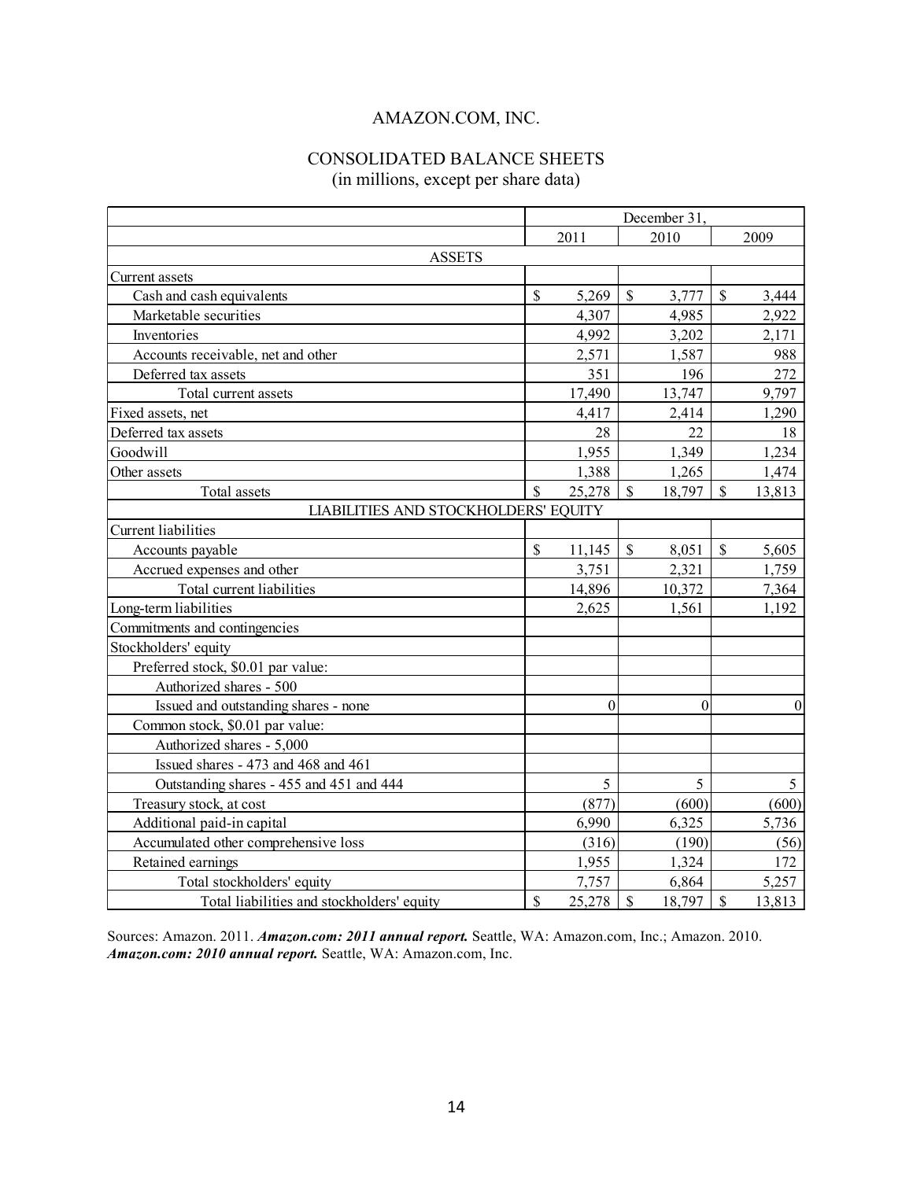# AMAZON.COM, INC.

## CONSOLIDATED BALANCE SHEETS
(in millions, except per share data)

| | December 31, | | |
|---|---|---|---|
| | 2011 | 2010 | 2009 |
| **ASSETS** | | | |
| Current assets | | | |
| Cash and cash equivalents | $ 5,269 | $ 3,777 | $ 3,444 |
| Marketable securities | 4,307 | 4,985 | 2,922 |
| Inventories | 4,992 | 3,202 | 2,171 |
| Accounts receivable, net and other | 2,571 | 1,587 | 988 |
| Deferred tax assets | 351 | 196 | 272 |
| Total current assets | 17,490 | 13,747 | 9,797 |
| Fixed assets, net | 4,417 | 2,414 | 1,290 |
| Deferred tax assets | 28 | 22 | 18 |
| Goodwill | 1,955 | 1,349 | 1,234 |
| Other assets | 1,388 | 1,265 | 1,474 |
| Total assets | $ 25,278 | $ 18,797 | $ 13,813 |
| **LIABILITIES AND STOCKHOLDERS' EQUITY** | | | |
| Current liabilities | | | |
| Accounts payable | $ 11,145 | $ 8,051 | $ 5,605 |
| Accrued expenses and other | 3,751 | 2,321 | 1,759 |
| Total current liabilities | 14,896 | 10,372 | 7,364 |
| Long-term liabilities | 2,625 | 1,561 | 1,192 |
| Commitments and contingencies | | | |
| Stockholders' equity | | | |
| Preferred stock, $0.01 par value: | | | |
| Authorized shares - 500 | | | |
| Issued and outstanding shares - none | 0 | 0 | 0 |
| Common stock, $0.01 par value: | | | |
| Authorized shares - 5,000 | | | |
| Issued shares - 473 and 468 and 461 | | | |
| Outstanding shares - 455 and 451 and 444 | 5 | 5 | 5 |
| Treasury stock, at cost | (877) | (600) | (600) |
| Additional paid-in capital | 6,990 | 6,325 | 5,736 |
| Accumulated other comprehensive loss | (316) | (190) | (56) |
| Retained earnings | 1,955 | 1,324 | 172 |
| Total stockholders' equity | 7,757 | 6,864 | 5,257 |
| Total liabilities and stockholders' equity | $ 25,278 | $ 18,797 | $ 13,813 |

Sources: Amazon. 2011. ***Amazon.com: 2011 annual report.*** Seattle, WA: Amazon.com, Inc.; Amazon. 2010. ***Amazon.com: 2010 annual report.*** Seattle, WA: Amazon.com, Inc.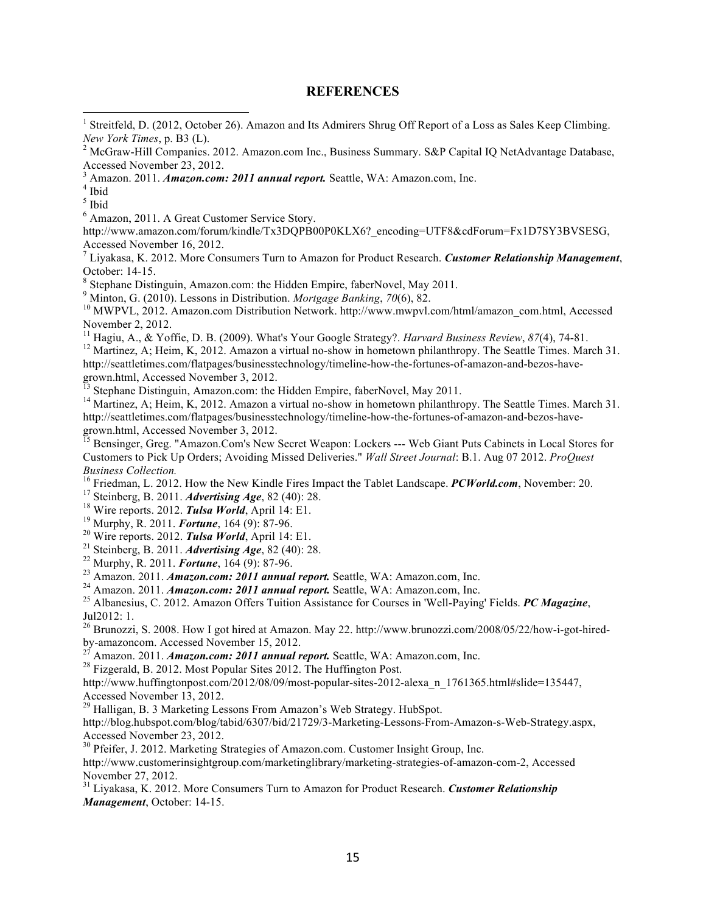## REFERENCES

[1] Streitfeld, D. (2012, October 26). Amazon and Its Admirers Shrug Off Report of a Loss as Sales Keep Climbing. *New York Times*, p. B3 (L).

[2] McGraw-Hill Companies. 2012. Amazon.com Inc., Business Summary. S&P Capital IQ NetAdvantage Database, Accessed November 23, 2012.

[3] Amazon. 2011. ***Amazon.com: 2011 annual report.*** Seattle, WA: Amazon.com, Inc.

[4] Ibid

[5] Ibid

[6] Amazon, 2011. A Great Customer Service Story. http://www.amazon.com/forum/kindle/Tx3DQPB00P0KLX6?_encoding=UTF8&cdForum=Fx1D7SY3BVSESG, Accessed November 16, 2012.

[7] Liyakasa, K. 2012. More Consumers Turn to Amazon for Product Research. ***Customer Relationship Management***, October: 14-15.

[8] Stephane Distinguin, Amazon.com: the Hidden Empire, faberNovel, May 2011.

[9] Minton, G. (2010). Lessons in Distribution. *Mortgage Banking*, *70*(6), 82.

[10] MWPVL, 2012. Amazon.com Distribution Network. http://www.mwpvl.com/html/amazon_com.html, Accessed November 2, 2012.

[11] Hagiu, A., & Yoffie, D. B. (2009). What's Your Google Strategy?. *Harvard Business Review*, *87*(4), 74-81.

[12] Martinez, A; Heim, K, 2012. Amazon a virtual no-show in hometown philanthropy. The Seattle Times. March 31. http://seattletimes.com/flatpages/businesstechnology/timeline-how-the-fortunes-of-amazon-and-bezos-have-grown.html, Accessed November 3, 2012.

[13] Stephane Distinguin, Amazon.com: the Hidden Empire, faberNovel, May 2011.

[14] Martinez, A; Heim, K, 2012. Amazon a virtual no-show in hometown philanthropy. The Seattle Times. March 31. http://seattletimes.com/flatpages/businesstechnology/timeline-how-the-fortunes-of-amazon-and-bezos-have-grown.html, Accessed November 3, 2012.

[15] Bensinger, Greg. "Amazon.Com's New Secret Weapon: Lockers --- Web Giant Puts Cabinets in Local Stores for Customers to Pick Up Orders; Avoiding Missed Deliveries." *Wall Street Journal*: B.1. Aug 07 2012. *ProQuest Business Collection.*

[16] Friedman, L. 2012. How the New Kindle Fires Impact the Tablet Landscape. ***PCWorld.com***, November: 20.

[17] Steinberg, B. 2011. ***Advertising Age***, 82 (40): 28.

[18] Wire reports. 2012. ***Tulsa World***, April 14: E1.

[19] Murphy, R. 2011. ***Fortune***, 164 (9): 87-96.

[20] Wire reports. 2012. ***Tulsa World***, April 14: E1.

[21] Steinberg, B. 2011. ***Advertising Age***, 82 (40): 28.

[22] Murphy, R. 2011. ***Fortune***, 164 (9): 87-96.

[23] Amazon. 2011. ***Amazon.com: 2011 annual report.*** Seattle, WA: Amazon.com, Inc.

[24] Amazon. 2011. ***Amazon.com: 2011 annual report.*** Seattle, WA: Amazon.com, Inc.

[25] Albanesius, C. 2012. Amazon Offers Tuition Assistance for Courses in 'Well-Paying' Fields. ***PC Magazine***, Jul2012: 1.

[26] Brunozzi, S. 2008. How I got hired at Amazon. May 22. http://www.brunozzi.com/2008/05/22/how-i-got-hired-by-amazoncom. Accessed November 15, 2012.

[27] Amazon. 2011. ***Amazon.com: 2011 annual report.*** Seattle, WA: Amazon.com, Inc.

[28] Fizgerald, B. 2012. Most Popular Sites 2012. The Huffington Post. http://www.huffingtonpost.com/2012/08/09/most-popular-sites-2012-alexa_n_1761365.html#slide=135447, Accessed November 13, 2012.

[29] Halligan, B. 3 Marketing Lessons From Amazon's Web Strategy. HubSpot. http://blog.hubspot.com/blog/tabid/6307/bid/21729/3-Marketing-Lessons-From-Amazon-s-Web-Strategy.aspx, Accessed November 23, 2012.

[30] Pfeifer, J. 2012. Marketing Strategies of Amazon.com. Customer Insight Group, Inc. http://www.customerinsightgroup.com/marketinglibrary/marketing-strategies-of-amazon-com-2, Accessed November 27, 2012.

[31] Liyakasa, K. 2012. More Consumers Turn to Amazon for Product Research. ***Customer Relationship Management***, October: 14-15.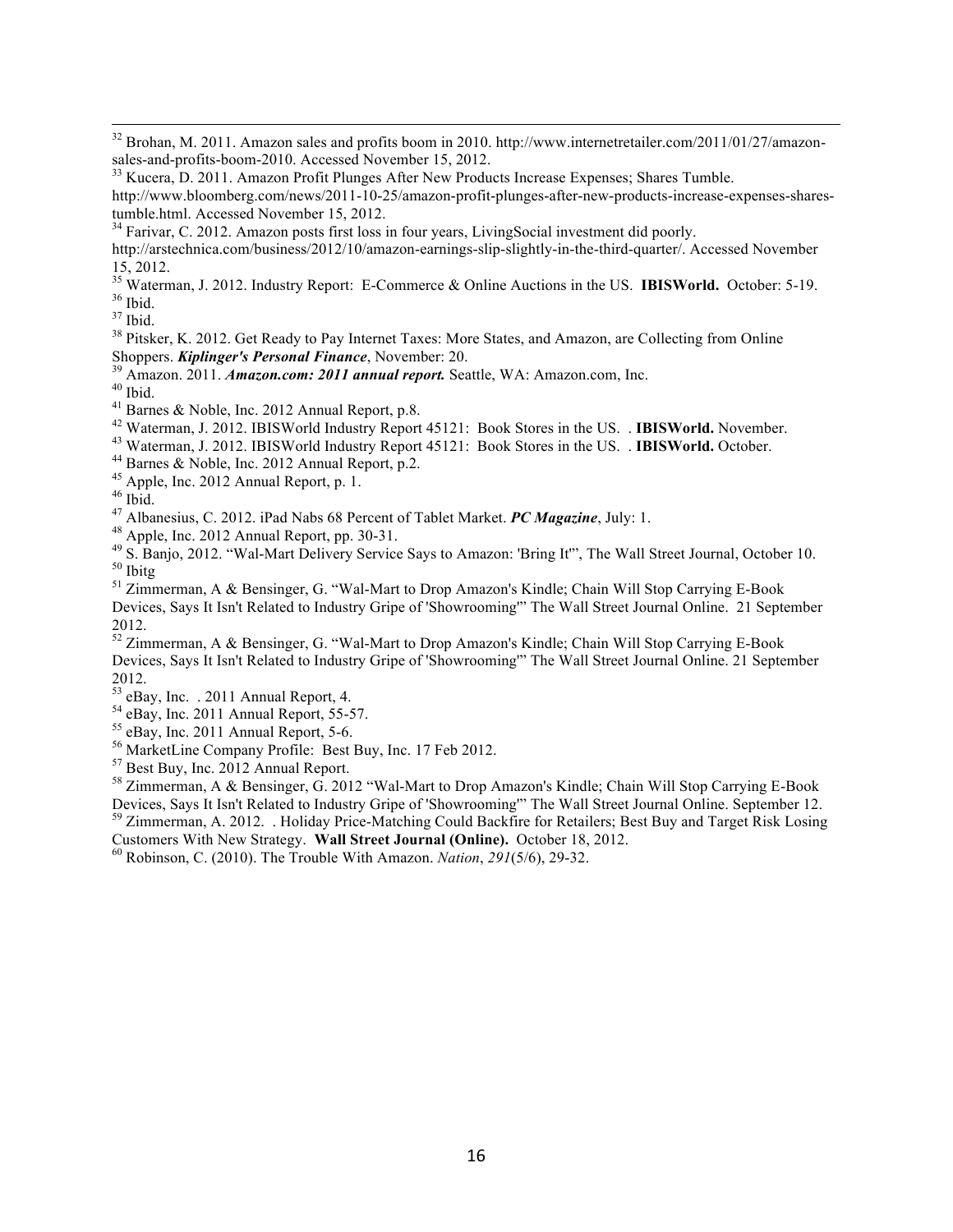[32] Brohan, M. 2011. Amazon sales and profits boom in 2010. http://www.internetretailer.com/2011/01/27/amazon-sales-and-profits-boom-2010. Accessed November 15, 2012.

[33] Kucera, D. 2011. Amazon Profit Plunges After New Products Increase Expenses; Shares Tumble. http://www.bloomberg.com/news/2011-10-25/amazon-profit-plunges-after-new-products-increase-expenses-shares-tumble.html. Accessed November 15, 2012.

[34] Farivar, C. 2012. Amazon posts first loss in four years, LivingSocial investment did poorly. http://arstechnica.com/business/2012/10/amazon-earnings-slip-slightly-in-the-third-quarter/. Accessed November 15, 2012.

[35] Waterman, J. 2012. Industry Report: E-Commerce & Online Auctions in the US. **IBISWorld.** October: 5-19.

[36] Ibid.

[37] Ibid.

[38] Pitsker, K. 2012. Get Ready to Pay Internet Taxes: More States, and Amazon, are Collecting from Online Shoppers. ***Kiplinger's Personal Finance***, November: 20.

[39] Amazon. 2011. ***Amazon.com: 2011 annual report.*** Seattle, WA: Amazon.com, Inc.

[40] Ibid.

[41] Barnes & Noble, Inc. 2012 Annual Report, p.8.

[42] Waterman, J. 2012. IBISWorld Industry Report 45121: Book Stores in the US. . **IBISWorld.** November.

[43] Waterman, J. 2012. IBISWorld Industry Report 45121: Book Stores in the US. . **IBISWorld.** October.

[44] Barnes & Noble, Inc. 2012 Annual Report, p.2.

[45] Apple, Inc. 2012 Annual Report, p. 1.

[46] Ibid.

[47] Albanesius, C. 2012. iPad Nabs 68 Percent of Tablet Market. ***PC Magazine***, July: 1.

[48] Apple, Inc. 2012 Annual Report, pp. 30-31.

[49] S. Banjo, 2012. "Wal-Mart Delivery Service Says to Amazon: 'Bring It'", The Wall Street Journal, October 10.

[50] Ibitg

[51] Zimmerman, A & Bensinger, G. "Wal-Mart to Drop Amazon's Kindle; Chain Will Stop Carrying E-Book Devices, Says It Isn't Related to Industry Gripe of 'Showrooming'" The Wall Street Journal Online. 21 September 2012.

[52] Zimmerman, A & Bensinger, G. "Wal-Mart to Drop Amazon's Kindle; Chain Will Stop Carrying E-Book Devices, Says It Isn't Related to Industry Gripe of 'Showrooming'" The Wall Street Journal Online. 21 September 2012.

[53] eBay, Inc. . 2011 Annual Report, 4.

[54] eBay, Inc. 2011 Annual Report, 55-57.

[55] eBay, Inc. 2011 Annual Report, 5-6.

[56] MarketLine Company Profile: Best Buy, Inc. 17 Feb 2012.

[57] Best Buy, Inc. 2012 Annual Report.

[58] Zimmerman, A & Bensinger, G. 2012 "Wal-Mart to Drop Amazon's Kindle; Chain Will Stop Carrying E-Book Devices, Says It Isn't Related to Industry Gripe of 'Showrooming'" The Wall Street Journal Online. September 12.

[59] Zimmerman, A. 2012. . Holiday Price-Matching Could Backfire for Retailers; Best Buy and Target Risk Losing Customers With New Strategy. **Wall Street Journal (Online).** October 18, 2012.

[60] Robinson, C. (2010). The Trouble With Amazon. *Nation*, *291*(5/6), 29-32.